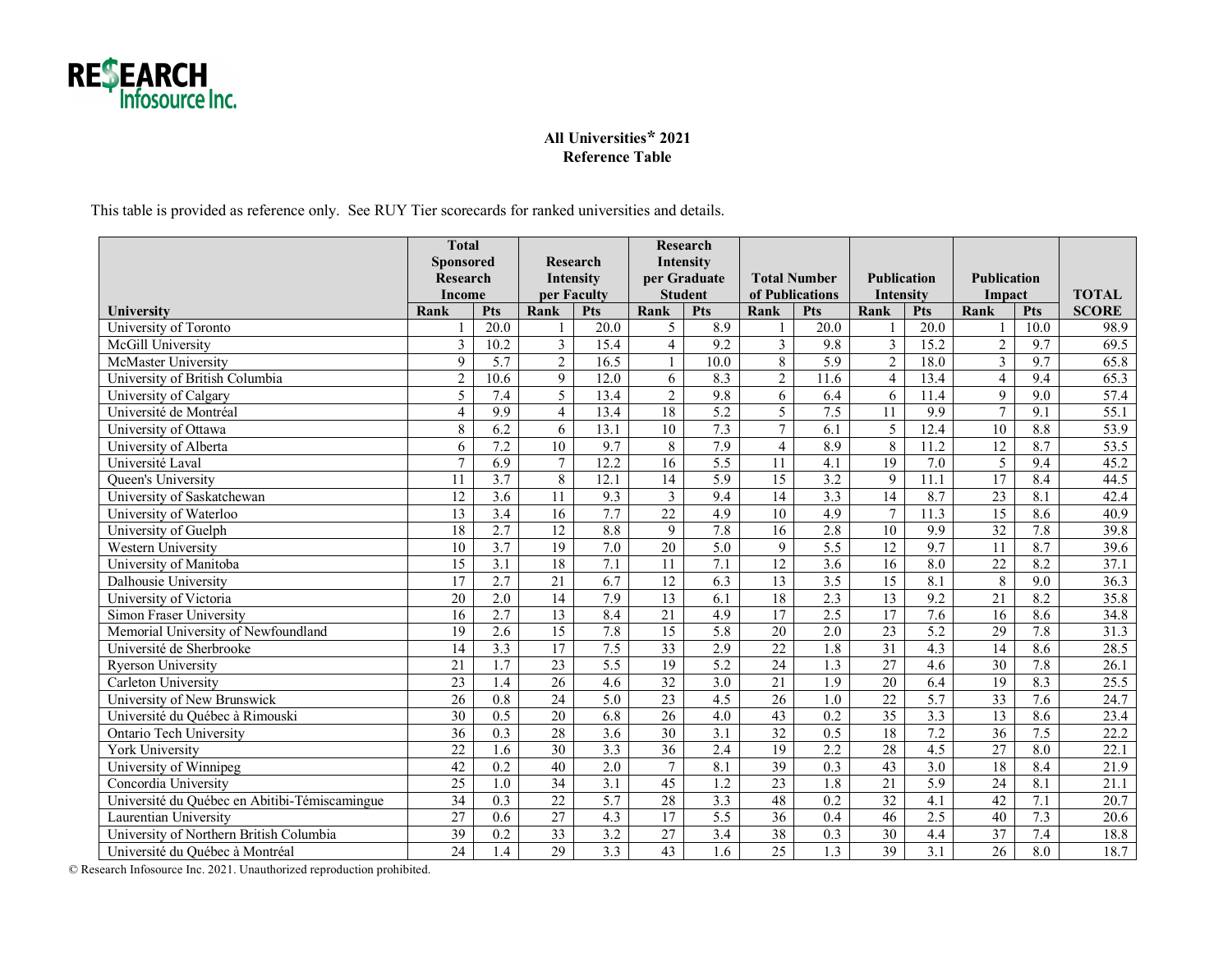RE$EARCH Infosource Inc.

## All Universities* 2021
## Reference Table

This table is provided as reference only. See RUY Tier scorecards for ranked universities and details.

| | Total Sponsored Research Income | | Research Intensity per Faculty | | Research Intensity per Graduate Student | | Total Number of Publications | | Publication Intensity | | Publication Impact | | |
|---|---|---|---|---|---|---|---|---|---|---|---|---|---|
| **University** | **Rank** | **Pts** | **Rank** | **Pts** | **Rank** | **Pts** | **Rank** | **Pts** | **Rank** | **Pts** | **Rank** | **Pts** | **TOTAL SCORE** |
| University of Toronto | 1 | 20.0 | 1 | 20.0 | 5 | 8.9 | 1 | 20.0 | 1 | 20.0 | 1 | 10.0 | 98.9 |
| McGill University | 3 | 10.2 | 3 | 15.4 | 4 | 9.2 | 3 | 9.8 | 3 | 15.2 | 2 | 9.7 | 69.5 |
| McMaster University | 9 | 5.7 | 2 | 16.5 | 1 | 10.0 | 8 | 5.9 | 2 | 18.0 | 3 | 9.7 | 65.8 |
| University of British Columbia | 2 | 10.6 | 9 | 12.0 | 6 | 8.3 | 2 | 11.6 | 4 | 13.4 | 4 | 9.4 | 65.3 |
| University of Calgary | 5 | 7.4 | 5 | 13.4 | 2 | 9.8 | 6 | 6.4 | 6 | 11.4 | 9 | 9.0 | 57.4 |
| Université de Montréal | 4 | 9.9 | 4 | 13.4 | 18 | 5.2 | 5 | 7.5 | 11 | 9.9 | 7 | 9.1 | 55.1 |
| University of Ottawa | 8 | 6.2 | 6 | 13.1 | 10 | 7.3 | 7 | 6.1 | 5 | 12.4 | 10 | 8.8 | 53.9 |
| University of Alberta | 6 | 7.2 | 10 | 9.7 | 8 | 7.9 | 4 | 8.9 | 8 | 11.2 | 12 | 8.7 | 53.5 |
| Université Laval | 7 | 6.9 | 7 | 12.2 | 16 | 5.5 | 11 | 4.1 | 19 | 7.0 | 5 | 9.4 | 45.2 |
| Queen's University | 11 | 3.7 | 8 | 12.1 | 14 | 5.9 | 15 | 3.2 | 9 | 11.1 | 17 | 8.4 | 44.5 |
| University of Saskatchewan | 12 | 3.6 | 11 | 9.3 | 3 | 9.4 | 14 | 3.3 | 14 | 8.7 | 23 | 8.1 | 42.4 |
| University of Waterloo | 13 | 3.4 | 16 | 7.7 | 22 | 4.9 | 10 | 4.9 | 7 | 11.3 | 15 | 8.6 | 40.9 |
| University of Guelph | 18 | 2.7 | 12 | 8.8 | 9 | 7.8 | 16 | 2.8 | 10 | 9.9 | 32 | 7.8 | 39.8 |
| Western University | 10 | 3.7 | 19 | 7.0 | 20 | 5.0 | 9 | 5.5 | 12 | 9.7 | 11 | 8.7 | 39.6 |
| University of Manitoba | 15 | 3.1 | 18 | 7.1 | 11 | 7.1 | 12 | 3.6 | 16 | 8.0 | 22 | 8.2 | 37.1 |
| Dalhousie University | 17 | 2.7 | 21 | 6.7 | 12 | 6.3 | 13 | 3.5 | 15 | 8.1 | 8 | 9.0 | 36.3 |
| University of Victoria | 20 | 2.0 | 14 | 7.9 | 13 | 6.1 | 18 | 2.3 | 13 | 9.2 | 21 | 8.2 | 35.8 |
| Simon Fraser University | 16 | 2.7 | 13 | 8.4 | 21 | 4.9 | 17 | 2.5 | 17 | 7.6 | 16 | 8.6 | 34.8 |
| Memorial University of Newfoundland | 19 | 2.6 | 15 | 7.8 | 15 | 5.8 | 20 | 2.0 | 23 | 5.2 | 29 | 7.8 | 31.3 |
| Université de Sherbrooke | 14 | 3.3 | 17 | 7.5 | 33 | 2.9 | 22 | 1.8 | 31 | 4.3 | 14 | 8.6 | 28.5 |
| Ryerson University | 21 | 1.7 | 23 | 5.5 | 19 | 5.2 | 24 | 1.3 | 27 | 4.6 | 30 | 7.8 | 26.1 |
| Carleton University | 23 | 1.4 | 26 | 4.6 | 32 | 3.0 | 21 | 1.9 | 20 | 6.4 | 19 | 8.3 | 25.5 |
| University of New Brunswick | 26 | 0.8 | 24 | 5.0 | 23 | 4.5 | 26 | 1.0 | 22 | 5.7 | 33 | 7.6 | 24.7 |
| Université du Québec à Rimouski | 30 | 0.5 | 20 | 6.8 | 26 | 4.0 | 43 | 0.2 | 35 | 3.3 | 13 | 8.6 | 23.4 |
| Ontario Tech University | 36 | 0.3 | 28 | 3.6 | 30 | 3.1 | 32 | 0.5 | 18 | 7.2 | 36 | 7.5 | 22.2 |
| York University | 22 | 1.6 | 30 | 3.3 | 36 | 2.4 | 19 | 2.2 | 28 | 4.5 | 27 | 8.0 | 22.1 |
| University of Winnipeg | 42 | 0.2 | 40 | 2.0 | 7 | 8.1 | 39 | 0.3 | 43 | 3.0 | 18 | 8.4 | 21.9 |
| Concordia University | 25 | 1.0 | 34 | 3.1 | 45 | 1.2 | 23 | 1.8 | 21 | 5.9 | 24 | 8.1 | 21.1 |
| Université du Québec en Abitibi-Témiscamingue | 34 | 0.3 | 22 | 5.7 | 28 | 3.3 | 48 | 0.2 | 32 | 4.1 | 42 | 7.1 | 20.7 |
| Laurentian University | 27 | 0.6 | 27 | 4.3 | 17 | 5.5 | 36 | 0.4 | 46 | 2.5 | 40 | 7.3 | 20.6 |
| University of Northern British Columbia | 39 | 0.2 | 33 | 3.2 | 27 | 3.4 | 38 | 0.3 | 30 | 4.4 | 37 | 7.4 | 18.8 |
| Université du Québec à Montréal | 24 | 1.4 | 29 | 3.3 | 43 | 1.6 | 25 | 1.3 | 39 | 3.1 | 26 | 8.0 | 18.7 |

© Research Infosource Inc. 2021. Unauthorized reproduction prohibited.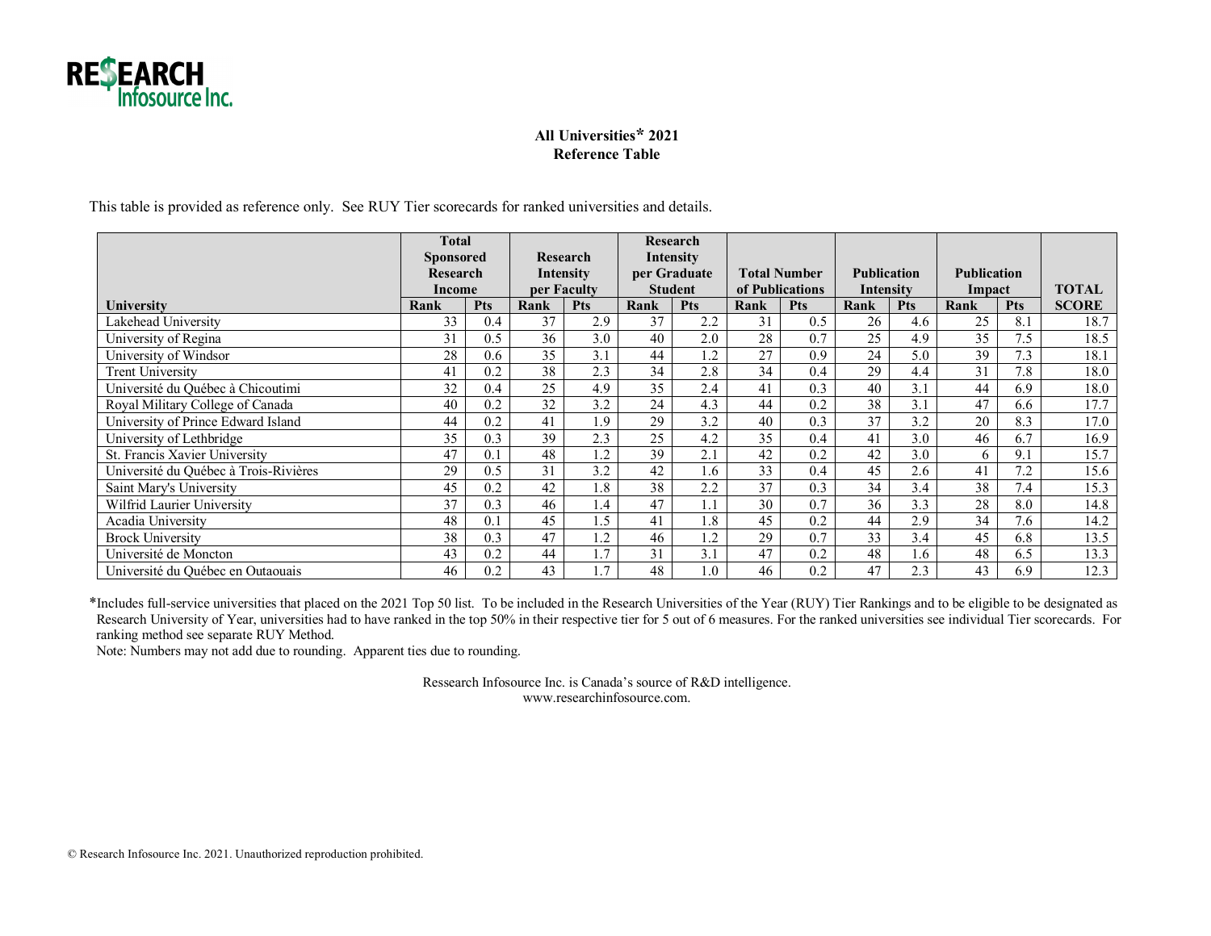**All Universities* 2021**
**Reference Table**

This table is provided as reference only. See RUY Tier scorecards for ranked universities and details.

| | Total Sponsored Research Income | | Research Intensity per Faculty | | Research Intensity per Graduate Student | | Total Number of Publications | | Publication Intensity | | Publication Impact | | TOTAL |
|---|---|---|---|---|---|---|---|---|---|---|---|---|---|
| **University** | **Rank** | **Pts** | **Rank** | **Pts** | **Rank** | **Pts** | **Rank** | **Pts** | **Rank** | **Pts** | **Rank** | **Pts** | **SCORE** |
| Lakehead University | 33 | 0.4 | 37 | 2.9 | 37 | 2.2 | 31 | 0.5 | 26 | 4.6 | 25 | 8.1 | 18.7 |
| University of Regina | 31 | 0.5 | 36 | 3.0 | 40 | 2.0 | 28 | 0.7 | 25 | 4.9 | 35 | 7.5 | 18.5 |
| University of Windsor | 28 | 0.6 | 35 | 3.1 | 44 | 1.2 | 27 | 0.9 | 24 | 5.0 | 39 | 7.3 | 18.1 |
| Trent University | 41 | 0.2 | 38 | 2.3 | 34 | 2.8 | 34 | 0.4 | 29 | 4.4 | 31 | 7.8 | 18.0 |
| Université du Québec à Chicoutimi | 32 | 0.4 | 25 | 4.9 | 35 | 2.4 | 41 | 0.3 | 40 | 3.1 | 44 | 6.9 | 18.0 |
| Royal Military College of Canada | 40 | 0.2 | 32 | 3.2 | 24 | 4.3 | 44 | 0.2 | 38 | 3.1 | 47 | 6.6 | 17.7 |
| University of Prince Edward Island | 44 | 0.2 | 41 | 1.9 | 29 | 3.2 | 40 | 0.3 | 37 | 3.2 | 20 | 8.3 | 17.0 |
| University of Lethbridge | 35 | 0.3 | 39 | 2.3 | 25 | 4.2 | 35 | 0.4 | 41 | 3.0 | 46 | 6.7 | 16.9 |
| St. Francis Xavier University | 47 | 0.1 | 48 | 1.2 | 39 | 2.1 | 42 | 0.2 | 42 | 3.0 | 6 | 9.1 | 15.7 |
| Université du Québec à Trois-Rivières | 29 | 0.5 | 31 | 3.2 | 42 | 1.6 | 33 | 0.4 | 45 | 2.6 | 41 | 7.2 | 15.6 |
| Saint Mary's University | 45 | 0.2 | 42 | 1.8 | 38 | 2.2 | 37 | 0.3 | 34 | 3.4 | 38 | 7.4 | 15.3 |
| Wilfrid Laurier University | 37 | 0.3 | 46 | 1.4 | 47 | 1.1 | 30 | 0.7 | 36 | 3.3 | 28 | 8.0 | 14.8 |
| Acadia University | 48 | 0.1 | 45 | 1.5 | 41 | 1.8 | 45 | 0.2 | 44 | 2.9 | 34 | 7.6 | 14.2 |
| Brock University | 38 | 0.3 | 47 | 1.2 | 46 | 1.2 | 29 | 0.7 | 33 | 3.4 | 45 | 6.8 | 13.5 |
| Université de Moncton | 43 | 0.2 | 44 | 1.7 | 31 | 3.1 | 47 | 0.2 | 48 | 1.6 | 48 | 6.5 | 13.3 |
| Université du Québec en Outaouais | 46 | 0.2 | 43 | 1.7 | 48 | 1.0 | 46 | 0.2 | 47 | 2.3 | 43 | 6.9 | 12.3 |

*Includes full-service universities that placed on the 2021 Top 50 list. To be included in the Research Universities of the Year (RUY) Tier Rankings and to be eligible to be designated as Research University of Year, universities had to have ranked in the top 50% in their respective tier for 5 out of 6 measures. For the ranked universities see individual Tier scorecards. For ranking method see separate RUY Method.

Note: Numbers may not add due to rounding. Apparent ties due to rounding.

Ressearch Infosource Inc. is Canada's source of R&D intelligence.
www.researchinfosource.com.

© Research Infosource Inc. 2021. Unauthorized reproduction prohibited.